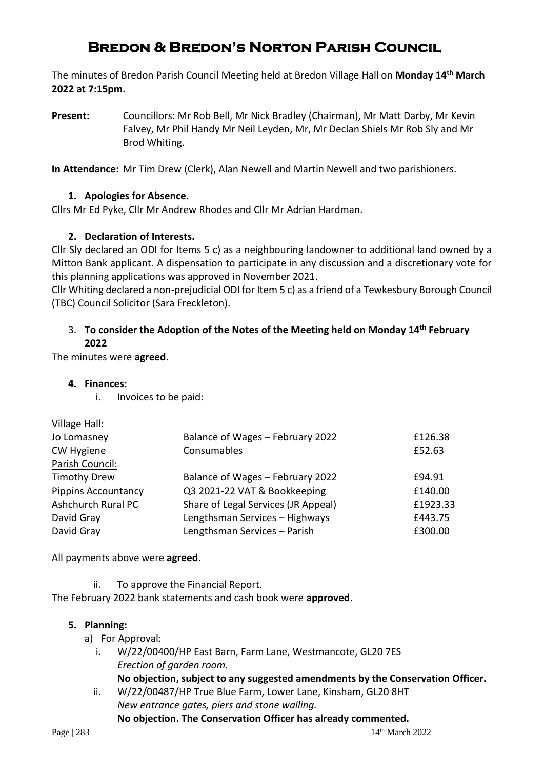# Bredon & Bredon's Norton Parish Council

The minutes of Bredon Parish Council Meeting held at Bredon Village Hall on **Monday 14th March 2022 at 7:15pm.**

**Present:** Councillors: Mr Rob Bell, Mr Nick Bradley (Chairman), Mr Matt Darby, Mr Kevin Falvey, Mr Phil Handy Mr Neil Leyden, Mr, Mr Declan Shiels Mr Rob Sly and Mr Brod Whiting.

**In Attendance:** Mr Tim Drew (Clerk), Alan Newell and Martin Newell and two parishioners.

**1. Apologies for Absence.**

Cllrs Mr Ed Pyke, Cllr Mr Andrew Rhodes and Cllr Mr Adrian Hardman.

**2. Declaration of Interests.**

Cllr Sly declared an ODI for Items 5 c) as a neighbouring landowner to additional land owned by a Mitton Bank applicant. A dispensation to participate in any discussion and a discretionary vote for this planning applications was approved in November 2021.

Cllr Whiting declared a non-prejudicial ODI for Item 5 c) as a friend of a Tewkesbury Borough Council (TBC) Council Solicitor (Sara Freckleton).

3. **To consider the Adoption of the Notes of the Meeting held on Monday 14th February 2022**

The minutes were **agreed**.

**4. Finances:**

i. Invoices to be paid:

| | | |
|---|---|---|
| Village Hall: | | |
| Jo Lomasney | Balance of Wages – February 2022 | £126.38 |
| CW Hygiene | Consumables | £52.63 |
| Parish Council: | | |
| Timothy Drew | Balance of Wages – February 2022 | £94.91 |
| Pippins Accountancy | Q3 2021-22 VAT & Bookkeeping | £140.00 |
| Ashchurch Rural PC | Share of Legal Services (JR Appeal) | £1923.33 |
| David Gray | Lengthsman Services – Highways | £443.75 |
| David Gray | Lengthsman Services – Parish | £300.00 |

All payments above were **agreed**.

ii. To approve the Financial Report.

The February 2022 bank statements and cash book were **approved**.

**5. Planning:**

a) For Approval:

i. W/22/00400/HP East Barn, Farm Lane, Westmancote, GL20 7ES
*Erection of garden room.*
**No objection, subject to any suggested amendments by the Conservation Officer.**

ii. W/22/00487/HP True Blue Farm, Lower Lane, Kinsham, GL20 8HT
*New entrance gates, piers and stone walling.*
**No objection. The Conservation Officer has already commented.**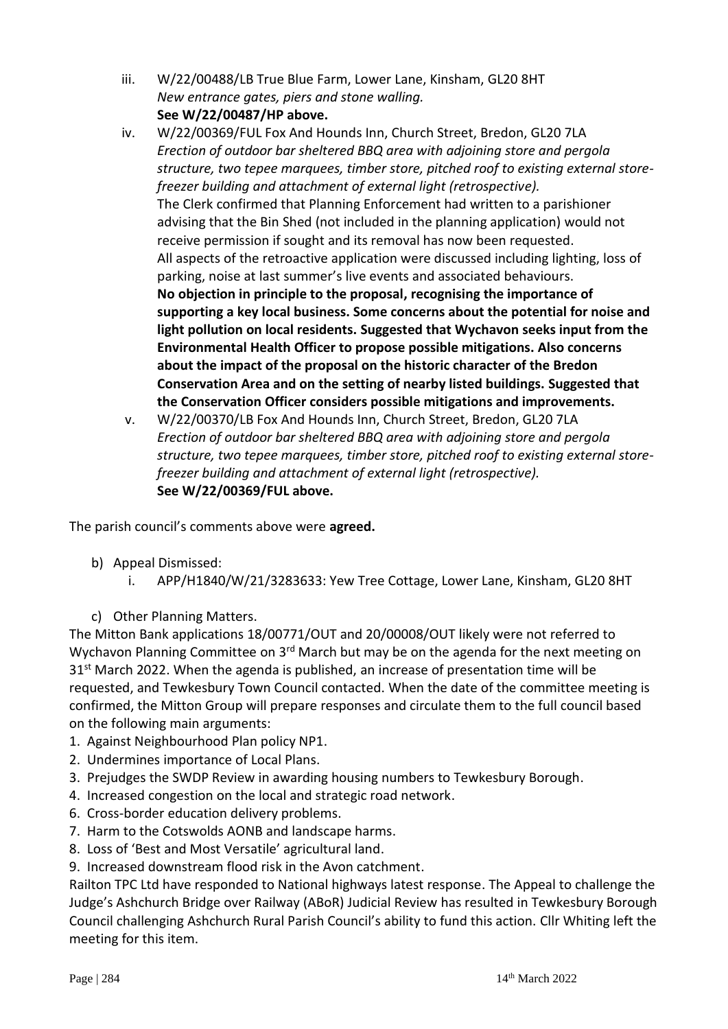iii. W/22/00488/LB True Blue Farm, Lower Lane, Kinsham, GL20 8HT
*New entrance gates, piers and stone walling.*
**See W/22/00487/HP above.**

iv. W/22/00369/FUL Fox And Hounds Inn, Church Street, Bredon, GL20 7LA
*Erection of outdoor bar sheltered BBQ area with adjoining store and pergola structure, two tepee marquees, timber store, pitched roof to existing external store-freezer building and attachment of external light (retrospective).*
The Clerk confirmed that Planning Enforcement had written to a parishioner advising that the Bin Shed (not included in the planning application) would not receive permission if sought and its removal has now been requested.
All aspects of the retroactive application were discussed including lighting, loss of parking, noise at last summer's live events and associated behaviours.
**No objection in principle to the proposal, recognising the importance of supporting a key local business. Some concerns about the potential for noise and light pollution on local residents. Suggested that Wychavon seeks input from the Environmental Health Officer to propose possible mitigations. Also concerns about the impact of the proposal on the historic character of the Bredon Conservation Area and on the setting of nearby listed buildings. Suggested that the Conservation Officer considers possible mitigations and improvements.**

v. W/22/00370/LB Fox And Hounds Inn, Church Street, Bredon, GL20 7LA
*Erection of outdoor bar sheltered BBQ area with adjoining store and pergola structure, two tepee marquees, timber store, pitched roof to existing external store-freezer building and attachment of external light (retrospective).*
**See W/22/00369/FUL above.**

The parish council's comments above were **agreed.**

b) Appeal Dismissed:
   i. APP/H1840/W/21/3283633: Yew Tree Cottage, Lower Lane, Kinsham, GL20 8HT

c) Other Planning Matters.

The Mitton Bank applications 18/00771/OUT and 20/00008/OUT likely were not referred to Wychavon Planning Committee on 3rd March but may be on the agenda for the next meeting on 31st March 2022. When the agenda is published, an increase of presentation time will be requested, and Tewkesbury Town Council contacted. When the date of the committee meeting is confirmed, the Mitton Group will prepare responses and circulate them to the full council based on the following main arguments:

1. Against Neighbourhood Plan policy NP1.
2. Undermines importance of Local Plans.
3. Prejudges the SWDP Review in awarding housing numbers to Tewkesbury Borough.
4. Increased congestion on the local and strategic road network.
6. Cross-border education delivery problems.
7. Harm to the Cotswolds AONB and landscape harms.
8. Loss of 'Best and Most Versatile' agricultural land.
9. Increased downstream flood risk in the Avon catchment.

Railton TPC Ltd have responded to National highways latest response. The Appeal to challenge the Judge's Ashchurch Bridge over Railway (ABoR) Judicial Review has resulted in Tewkesbury Borough Council challenging Ashchurch Rural Parish Council's ability to fund this action. Cllr Whiting left the meeting for this item.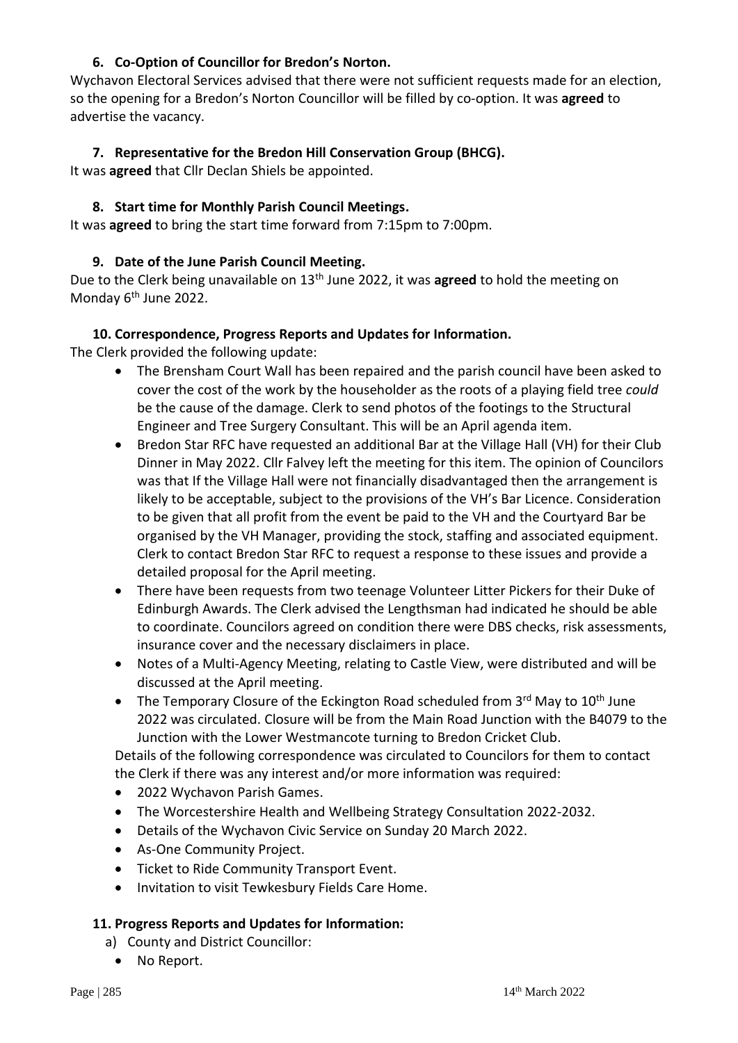### 6. Co-Option of Councillor for Bredon's Norton.

Wychavon Electoral Services advised that there were not sufficient requests made for an election, so the opening for a Bredon's Norton Councillor will be filled by co-option. It was **agreed** to advertise the vacancy.

### 7. Representative for the Bredon Hill Conservation Group (BHCG).

It was **agreed** that Cllr Declan Shiels be appointed.

### 8. Start time for Monthly Parish Council Meetings.

It was **agreed** to bring the start time forward from 7:15pm to 7:00pm.

### 9. Date of the June Parish Council Meeting.

Due to the Clerk being unavailable on 13th June 2022, it was **agreed** to hold the meeting on Monday 6th June 2022.

### 10. Correspondence, Progress Reports and Updates for Information.

The Clerk provided the following update:

- The Brensham Court Wall has been repaired and the parish council have been asked to cover the cost of the work by the householder as the roots of a playing field tree *could* be the cause of the damage. Clerk to send photos of the footings to the Structural Engineer and Tree Surgery Consultant. This will be an April agenda item.
- Bredon Star RFC have requested an additional Bar at the Village Hall (VH) for their Club Dinner in May 2022. Cllr Falvey left the meeting for this item. The opinion of Councilors was that If the Village Hall were not financially disadvantaged then the arrangement is likely to be acceptable, subject to the provisions of the VH's Bar Licence. Consideration to be given that all profit from the event be paid to the VH and the Courtyard Bar be organised by the VH Manager, providing the stock, staffing and associated equipment. Clerk to contact Bredon Star RFC to request a response to these issues and provide a detailed proposal for the April meeting.
- There have been requests from two teenage Volunteer Litter Pickers for their Duke of Edinburgh Awards. The Clerk advised the Lengthsman had indicated he should be able to coordinate. Councilors agreed on condition there were DBS checks, risk assessments, insurance cover and the necessary disclaimers in place.
- Notes of a Multi-Agency Meeting, relating to Castle View, were distributed and will be discussed at the April meeting.
- The Temporary Closure of the Eckington Road scheduled from 3rd May to 10th June 2022 was circulated. Closure will be from the Main Road Junction with the B4079 to the Junction with the Lower Westmancote turning to Bredon Cricket Club.

Details of the following correspondence was circulated to Councilors for them to contact the Clerk if there was any interest and/or more information was required:

- 2022 Wychavon Parish Games.
- The Worcestershire Health and Wellbeing Strategy Consultation 2022-2032.
- Details of the Wychavon Civic Service on Sunday 20 March 2022.
- As-One Community Project.
- Ticket to Ride Community Transport Event.
- Invitation to visit Tewkesbury Fields Care Home.

### 11. Progress Reports and Updates for Information:

a) County and District Councillor:
   - No Report.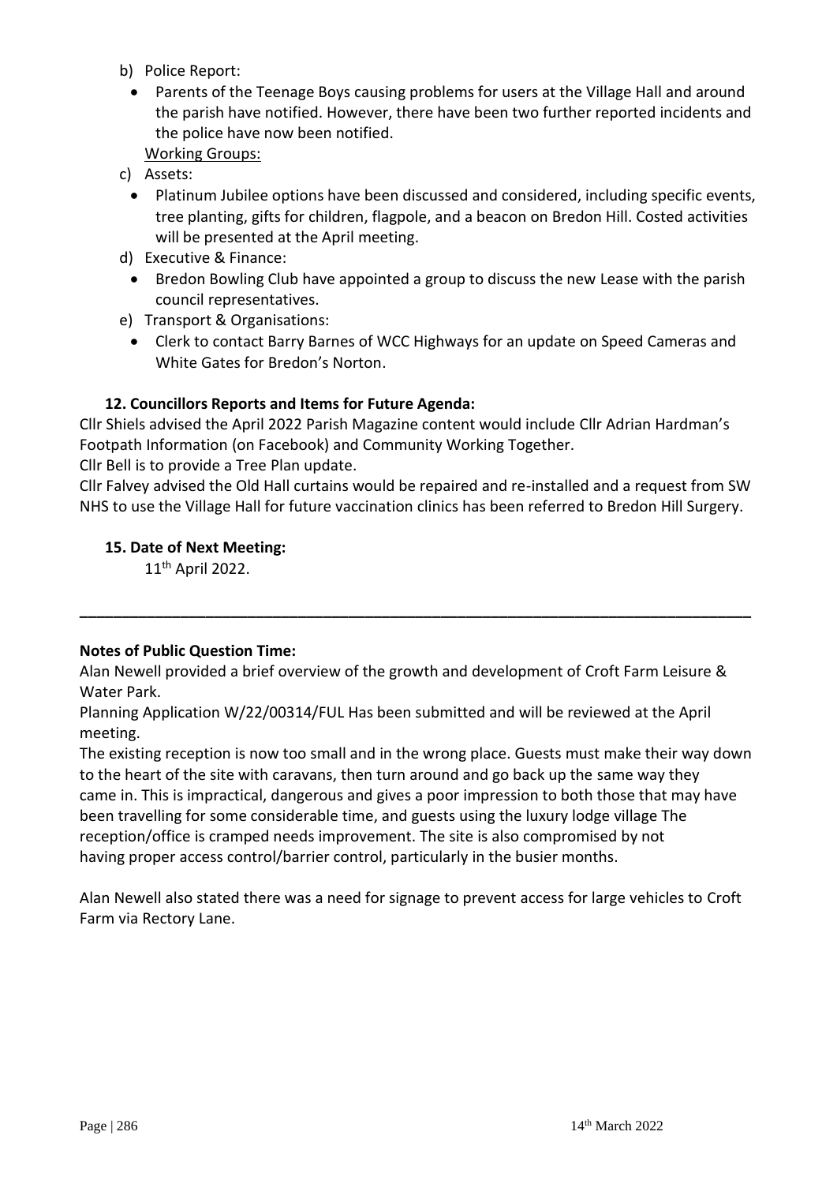b) Police Report:
   - Parents of the Teenage Boys causing problems for users at the Village Hall and around the parish have notified. However, there have been two further reported incidents and the police have now been notified.

   Working Groups:

c) Assets:
   - Platinum Jubilee options have been discussed and considered, including specific events, tree planting, gifts for children, flagpole, and a beacon on Bredon Hill. Costed activities will be presented at the April meeting.

d) Executive & Finance:
   - Bredon Bowling Club have appointed a group to discuss the new Lease with the parish council representatives.

e) Transport & Organisations:
   - Clerk to contact Barry Barnes of WCC Highways for an update on Speed Cameras and White Gates for Bredon's Norton.

**12. Councillors Reports and Items for Future Agenda:**

Cllr Shiels advised the April 2022 Parish Magazine content would include Cllr Adrian Hardman's Footpath Information (on Facebook) and Community Working Together.

Cllr Bell is to provide a Tree Plan update.

Cllr Falvey advised the Old Hall curtains would be repaired and re-installed and a request from SW NHS to use the Village Hall for future vaccination clinics has been referred to Bredon Hill Surgery.

**15. Date of Next Meeting:**

11th April 2022.

---

**Notes of Public Question Time:**

Alan Newell provided a brief overview of the growth and development of Croft Farm Leisure & Water Park.

Planning Application W/22/00314/FUL Has been submitted and will be reviewed at the April meeting.

The existing reception is now too small and in the wrong place. Guests must make their way down to the heart of the site with caravans, then turn around and go back up the same way they came in. This is impractical, dangerous and gives a poor impression to both those that may have been travelling for some considerable time, and guests using the luxury lodge village The reception/office is cramped needs improvement. The site is also compromised by not having proper access control/barrier control, particularly in the busier months.

Alan Newell also stated there was a need for signage to prevent access for large vehicles to Croft Farm via Rectory Lane.